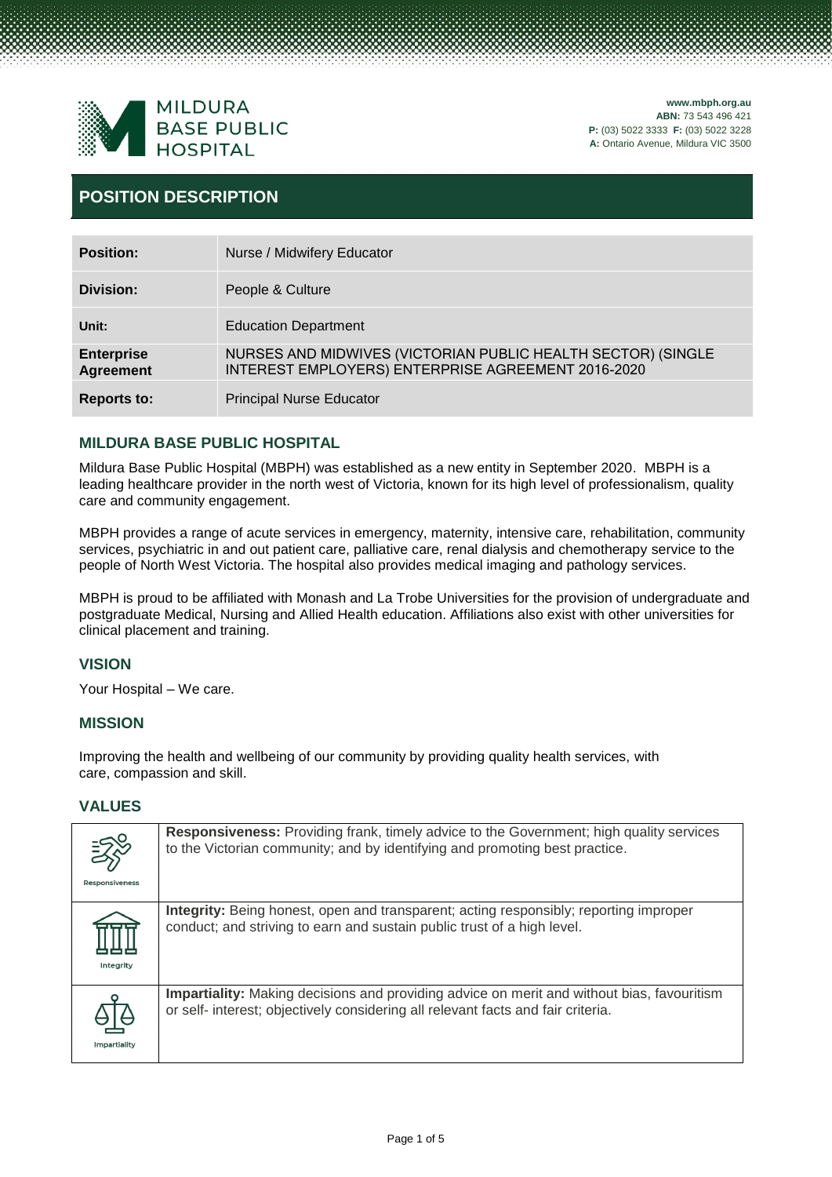MILDURA BASE PUBLIC HOSPITAL

**www.mbph.org.au**
**ABN:** 73 543 496 421
**P:** (03) 5022 3333 **F:** (03) 5022 3228
**A:** Ontario Avenue, Mildura VIC 3500

# POSITION DESCRIPTION

| | |
|---|---|
| **Position:** | Nurse / Midwifery Educator |
| **Division:** | People & Culture |
| **Unit:** | Education Department |
| **Enterprise Agreement** | NURSES AND MIDWIVES (VICTORIAN PUBLIC HEALTH SECTOR) (SINGLE INTEREST EMPLOYERS) ENTERPRISE AGREEMENT 2016-2020 |
| **Reports to:** | Principal Nurse Educator |

## MILDURA BASE PUBLIC HOSPITAL

Mildura Base Public Hospital (MBPH) was established as a new entity in September 2020. MBPH is a leading healthcare provider in the north west of Victoria, known for its high level of professionalism, quality care and community engagement.

MBPH provides a range of acute services in emergency, maternity, intensive care, rehabilitation, community services, psychiatric in and out patient care, palliative care, renal dialysis and chemotherapy service to the people of North West Victoria. The hospital also provides medical imaging and pathology services.

MBPH is proud to be affiliated with Monash and La Trobe Universities for the provision of undergraduate and postgraduate Medical, Nursing and Allied Health education. Affiliations also exist with other universities for clinical placement and training.

## VISION

Your Hospital – We care.

## MISSION

Improving the health and wellbeing of our community by providing quality health services, with care, compassion and skill.

## VALUES

| | |
|---|---|
| Responsiveness | **Responsiveness:** Providing frank, timely advice to the Government; high quality services to the Victorian community; and by identifying and promoting best practice. |
| Integrity | **Integrity:** Being honest, open and transparent; acting responsibly; reporting improper conduct; and striving to earn and sustain public trust of a high level. |
| Impartiality | **Impartiality:** Making decisions and providing advice on merit and without bias, favouritism or self- interest; objectively considering all relevant facts and fair criteria. |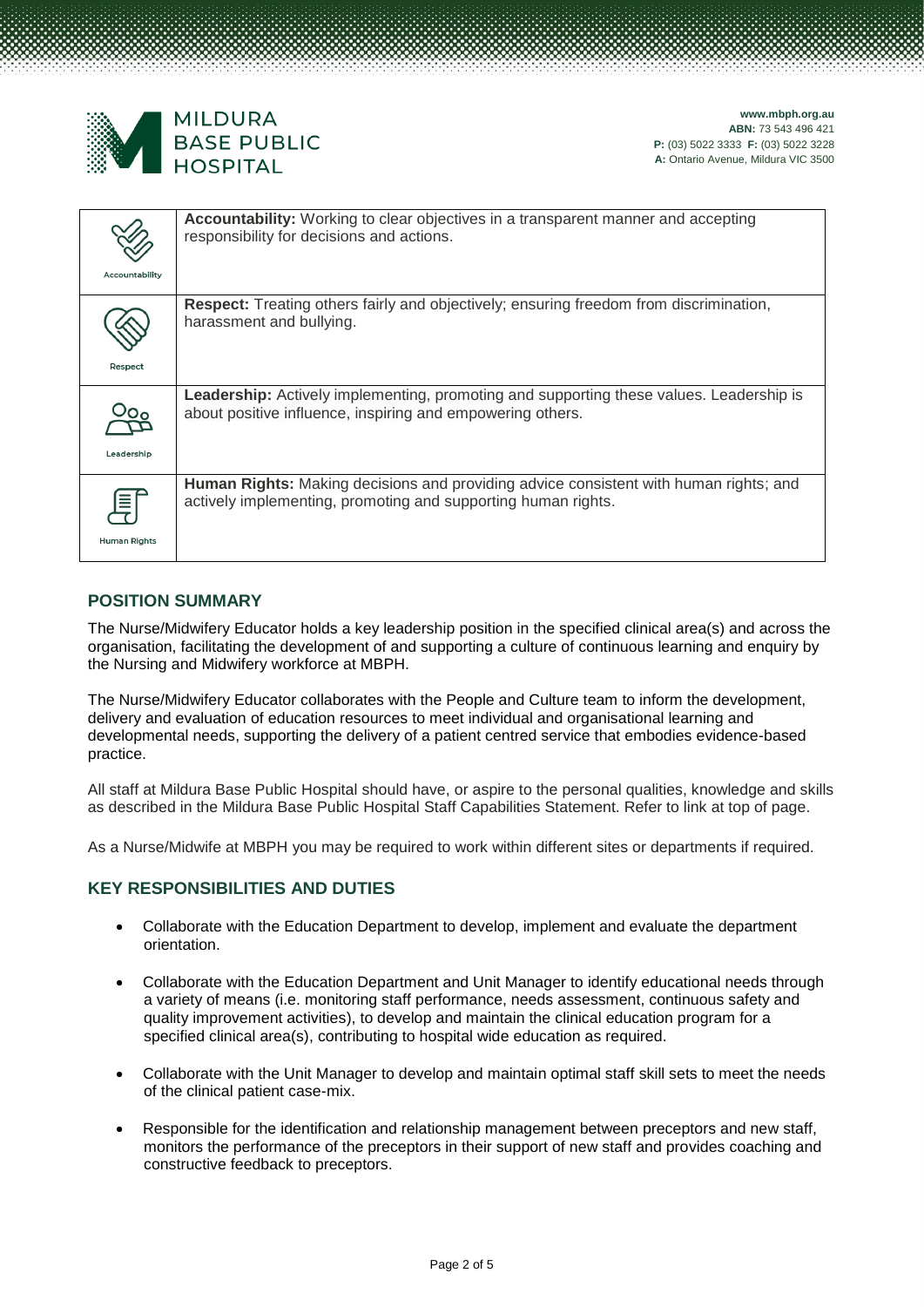| | |
|---|---|
| Accountability | **Accountability:** Working to clear objectives in a transparent manner and accepting responsibility for decisions and actions. |
| Respect | **Respect:** Treating others fairly and objectively; ensuring freedom from discrimination, harassment and bullying. |
| Leadership | **Leadership:** Actively implementing, promoting and supporting these values. Leadership is about positive influence, inspiring and empowering others. |
| Human Rights | **Human Rights:** Making decisions and providing advice consistent with human rights; and actively implementing, promoting and supporting human rights. |

## POSITION SUMMARY

The Nurse/Midwifery Educator holds a key leadership position in the specified clinical area(s) and across the organisation, facilitating the development of and supporting a culture of continuous learning and enquiry by the Nursing and Midwifery workforce at MBPH.

The Nurse/Midwifery Educator collaborates with the People and Culture team to inform the development, delivery and evaluation of education resources to meet individual and organisational learning and developmental needs, supporting the delivery of a patient centred service that embodies evidence-based practice.

All staff at Mildura Base Public Hospital should have, or aspire to the personal qualities, knowledge and skills as described in the Mildura Base Public Hospital Staff Capabilities Statement. Refer to link at top of page.

As a Nurse/Midwife at MBPH you may be required to work within different sites or departments if required.

## KEY RESPONSIBILITIES AND DUTIES

- Collaborate with the Education Department to develop, implement and evaluate the department orientation.
- Collaborate with the Education Department and Unit Manager to identify educational needs through a variety of means (i.e. monitoring staff performance, needs assessment, continuous safety and quality improvement activities), to develop and maintain the clinical education program for a specified clinical area(s), contributing to hospital wide education as required.
- Collaborate with the Unit Manager to develop and maintain optimal staff skill sets to meet the needs of the clinical patient case-mix.
- Responsible for the identification and relationship management between preceptors and new staff, monitors the performance of the preceptors in their support of new staff and provides coaching and constructive feedback to preceptors.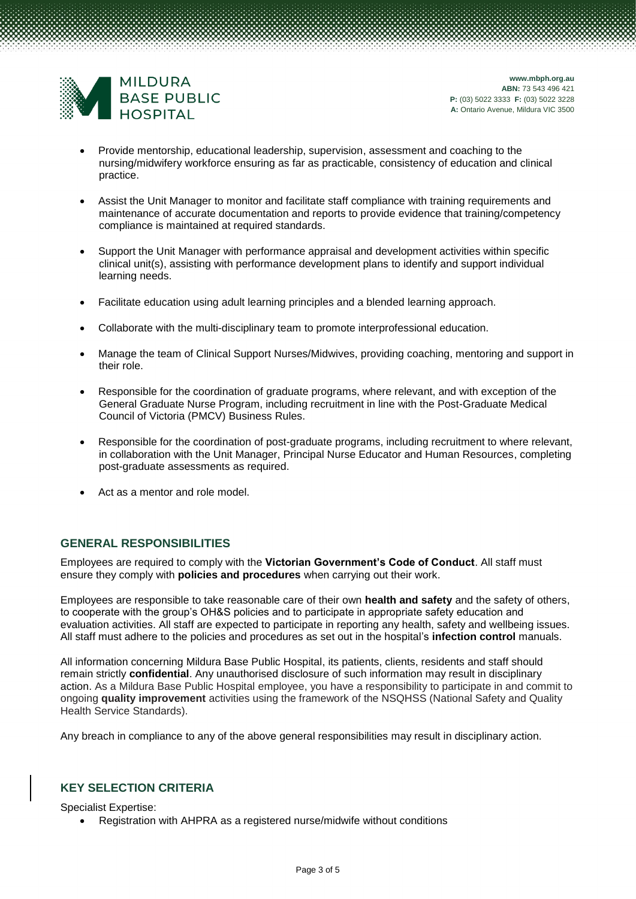- Provide mentorship, educational leadership, supervision, assessment and coaching to the nursing/midwifery workforce ensuring as far as practicable, consistency of education and clinical practice.

- Assist the Unit Manager to monitor and facilitate staff compliance with training requirements and maintenance of accurate documentation and reports to provide evidence that training/competency compliance is maintained at required standards.

- Support the Unit Manager with performance appraisal and development activities within specific clinical unit(s), assisting with performance development plans to identify and support individual learning needs.

- Facilitate education using adult learning principles and a blended learning approach.

- Collaborate with the multi-disciplinary team to promote interprofessional education.

- Manage the team of Clinical Support Nurses/Midwives, providing coaching, mentoring and support in their role.

- Responsible for the coordination of graduate programs, where relevant, and with exception of the General Graduate Nurse Program, including recruitment in line with the Post-Graduate Medical Council of Victoria (PMCV) Business Rules.

- Responsible for the coordination of post-graduate programs, including recruitment to where relevant, in collaboration with the Unit Manager, Principal Nurse Educator and Human Resources, completing post-graduate assessments as required.

- Act as a mentor and role model.

## GENERAL RESPONSIBILITIES

Employees are required to comply with the **Victorian Government's Code of Conduct**. All staff must ensure they comply with **policies and procedures** when carrying out their work.

Employees are responsible to take reasonable care of their own **health and safety** and the safety of others, to cooperate with the group's OH&S policies and to participate in appropriate safety education and evaluation activities. All staff are expected to participate in reporting any health, safety and wellbeing issues. All staff must adhere to the policies and procedures as set out in the hospital's **infection control** manuals.

All information concerning Mildura Base Public Hospital, its patients, clients, residents and staff should remain strictly **confidential**. Any unauthorised disclosure of such information may result in disciplinary action. As a Mildura Base Public Hospital employee, you have a responsibility to participate in and commit to ongoing **quality improvement** activities using the framework of the NSQHSS (National Safety and Quality Health Service Standards).

Any breach in compliance to any of the above general responsibilities may result in disciplinary action.

## KEY SELECTION CRITERIA

Specialist Expertise:

- Registration with AHPRA as a registered nurse/midwife without conditions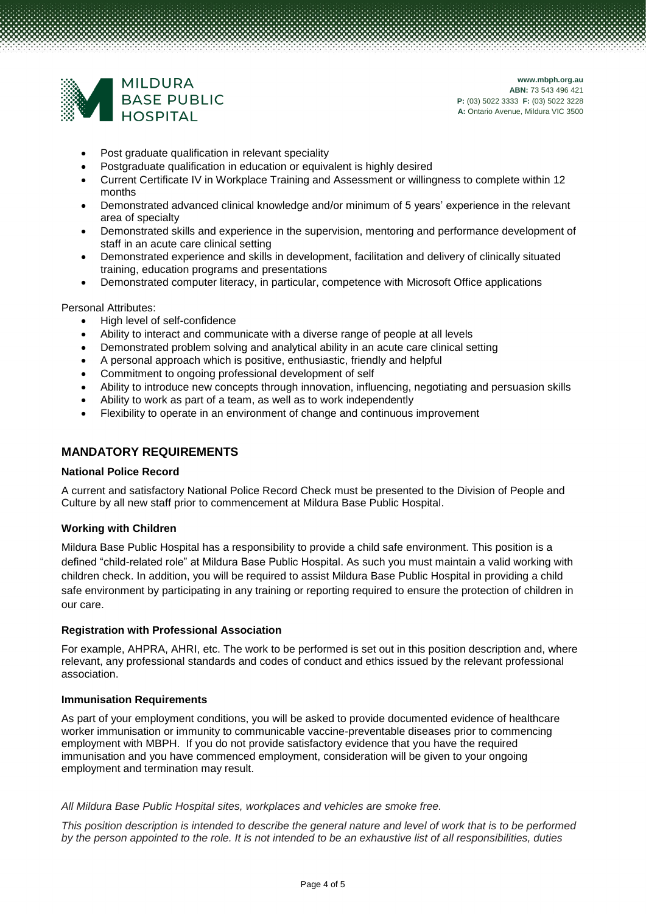- Post graduate qualification in relevant speciality
- Postgraduate qualification in education or equivalent is highly desired
- Current Certificate IV in Workplace Training and Assessment or willingness to complete within 12 months
- Demonstrated advanced clinical knowledge and/or minimum of 5 years' experience in the relevant area of specialty
- Demonstrated skills and experience in the supervision, mentoring and performance development of staff in an acute care clinical setting
- Demonstrated experience and skills in development, facilitation and delivery of clinically situated training, education programs and presentations
- Demonstrated computer literacy, in particular, competence with Microsoft Office applications

Personal Attributes:

- High level of self-confidence
- Ability to interact and communicate with a diverse range of people at all levels
- Demonstrated problem solving and analytical ability in an acute care clinical setting
- A personal approach which is positive, enthusiastic, friendly and helpful
- Commitment to ongoing professional development of self
- Ability to introduce new concepts through innovation, influencing, negotiating and persuasion skills
- Ability to work as part of a team, as well as to work independently
- Flexibility to operate in an environment of change and continuous improvement

## MANDATORY REQUIREMENTS

**National Police Record**

A current and satisfactory National Police Record Check must be presented to the Division of People and Culture by all new staff prior to commencement at Mildura Base Public Hospital.

**Working with Children**

Mildura Base Public Hospital has a responsibility to provide a child safe environment. This position is a defined "child-related role" at Mildura Base Public Hospital. As such you must maintain a valid working with children check. In addition, you will be required to assist Mildura Base Public Hospital in providing a child safe environment by participating in any training or reporting required to ensure the protection of children in our care.

**Registration with Professional Association**

For example, AHPRA, AHRI, etc. The work to be performed is set out in this position description and, where relevant, any professional standards and codes of conduct and ethics issued by the relevant professional association.

**Immunisation Requirements**

As part of your employment conditions, you will be asked to provide documented evidence of healthcare worker immunisation or immunity to communicable vaccine-preventable diseases prior to commencing employment with MBPH. If you do not provide satisfactory evidence that you have the required immunisation and you have commenced employment, consideration will be given to your ongoing employment and termination may result.

*All Mildura Base Public Hospital sites, workplaces and vehicles are smoke free.*

*This position description is intended to describe the general nature and level of work that is to be performed by the person appointed to the role. It is not intended to be an exhaustive list of all responsibilities, duties*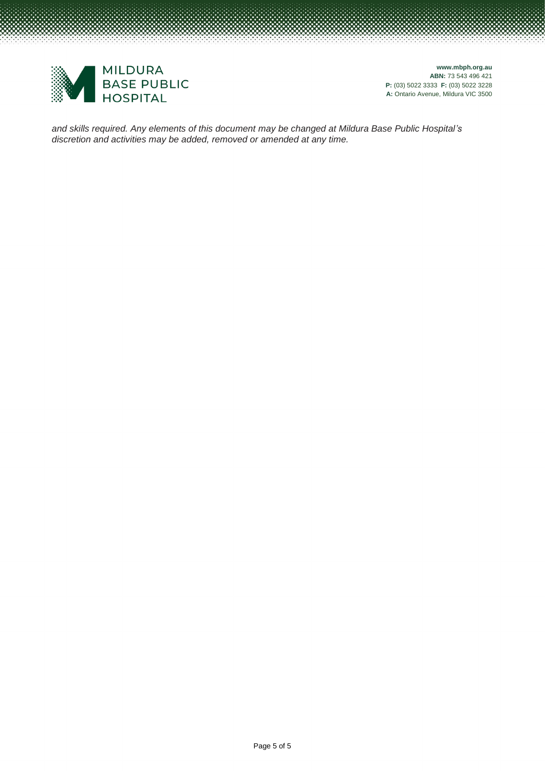*and skills required. Any elements of this document may be changed at Mildura Base Public Hospital's discretion and activities may be added, removed or amended at any time.*